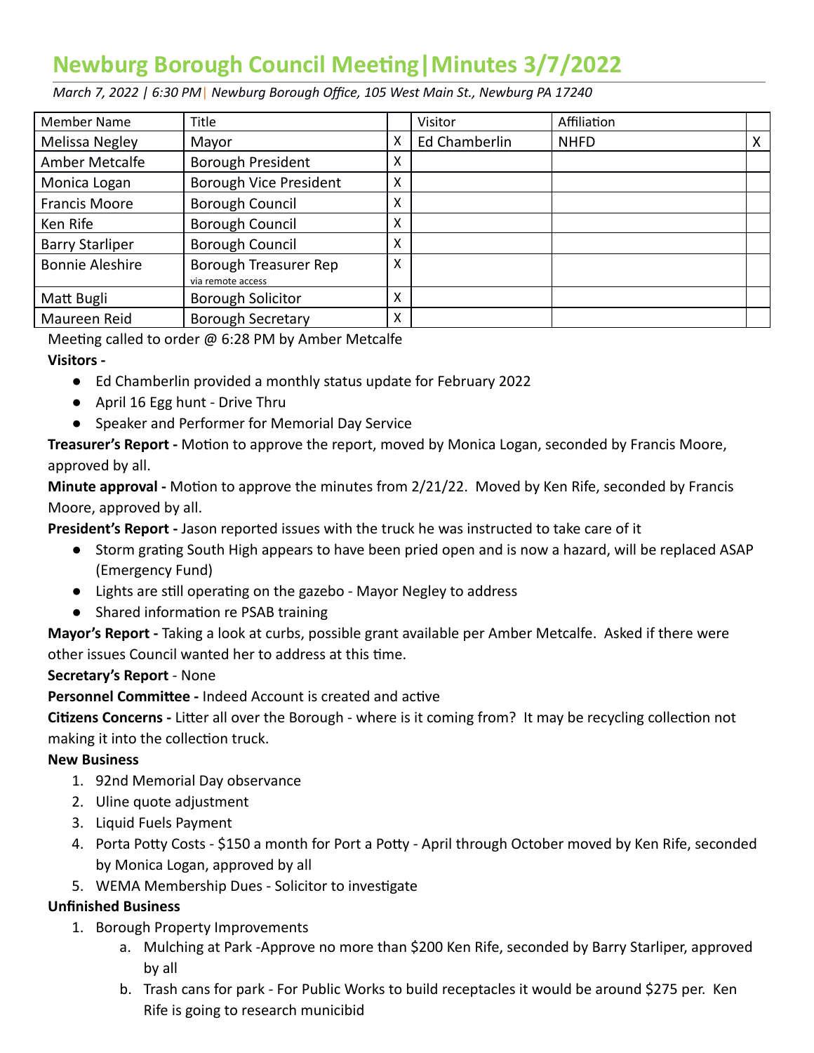# Newburg Borough Council Meeting|Minutes 3/7/2022

*March 7, 2022 | 6:30 PM| Newburg Borough Office, 105 West Main St., Newburg PA 17240*

| Member Name | Title | | Visitor | Affiliation | |
|---|---|---|---|---|---|
| Melissa Negley | Mayor | X | Ed Chamberlin | NHFD | X |
| Amber Metcalfe | Borough President | X | | | |
| Monica Logan | Borough Vice President | X | | | |
| Francis Moore | Borough Council | X | | | |
| Ken Rife | Borough Council | X | | | |
| Barry Starliper | Borough Council | X | | | |
| Bonnie Aleshire | Borough Treasurer Rep via remote access | X | | | |
| Matt Bugli | Borough Solicitor | X | | | |
| Maureen Reid | Borough Secretary | X | | | |

Meeting called to order @ 6:28 PM by Amber Metcalfe

**Visitors -**

- Ed Chamberlin provided a monthly status update for February 2022
- April 16 Egg hunt - Drive Thru
- Speaker and Performer for Memorial Day Service

**Treasurer's Report -** Motion to approve the report, moved by Monica Logan, seconded by Francis Moore, approved by all.

**Minute approval -** Motion to approve the minutes from 2/21/22. Moved by Ken Rife, seconded by Francis Moore, approved by all.

**President's Report -** Jason reported issues with the truck he was instructed to take care of it

- Storm grating South High appears to have been pried open and is now a hazard, will be replaced ASAP (Emergency Fund)
- Lights are still operating on the gazebo - Mayor Negley to address
- Shared information re PSAB training

**Mayor's Report -** Taking a look at curbs, possible grant available per Amber Metcalfe. Asked if there were other issues Council wanted her to address at this time.

**Secretary's Report** - None

**Personnel Committee -** Indeed Account is created and active

**Citizens Concerns -** Litter all over the Borough - where is it coming from? It may be recycling collection not making it into the collection truck.

**New Business**

1. 92nd Memorial Day observance
2. Uline quote adjustment
3. Liquid Fuels Payment
4. Porta Potty Costs - $150 a month for Port a Potty - April through October moved by Ken Rife, seconded by Monica Logan, approved by all
5. WEMA Membership Dues - Solicitor to investigate

**Unfinished Business**

1. Borough Property Improvements
   a. Mulching at Park -Approve no more than $200 Ken Rife, seconded by Barry Starliper, approved by all
   b. Trash cans for park - For Public Works to build receptacles it would be around $275 per. Ken Rife is going to research municibid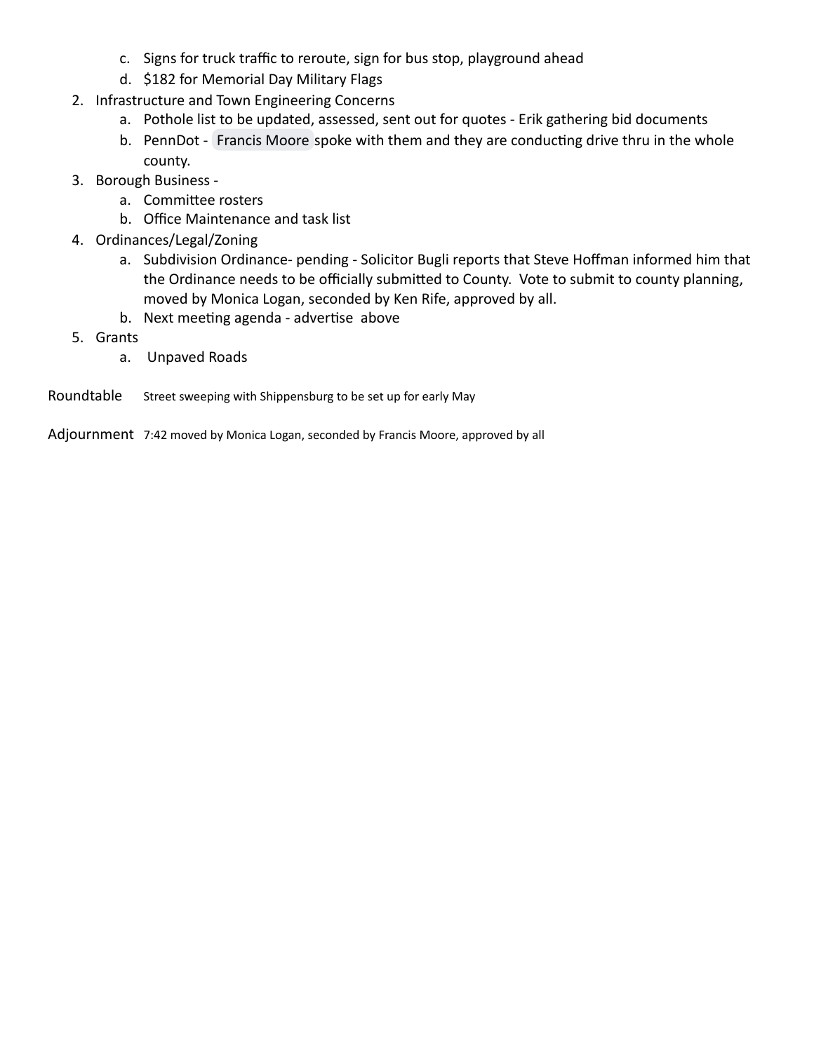c. Signs for truck traffic to reroute, sign for bus stop, playground ahead
   d. $182 for Memorial Day Military Flags

2. Infrastructure and Town Engineering Concerns
   a. Pothole list to be updated, assessed, sent out for quotes - Erik gathering bid documents
   b. PennDot - Francis Moore spoke with them and they are conducting drive thru in the whole county.
3. Borough Business -
   a. Committee rosters
   b. Office Maintenance and task list
4. Ordinances/Legal/Zoning
   a. Subdivision Ordinance- pending - Solicitor Bugli reports that Steve Hoffman informed him that the Ordinance needs to be officially submitted to County. Vote to submit to county planning, moved by Monica Logan, seconded by Ken Rife, approved by all.
   b. Next meeting agenda - advertise above
5. Grants
   a. Unpaved Roads

Roundtable Street sweeping with Shippensburg to be set up for early May

Adjournment 7:42 moved by Monica Logan, seconded by Francis Moore, approved by all